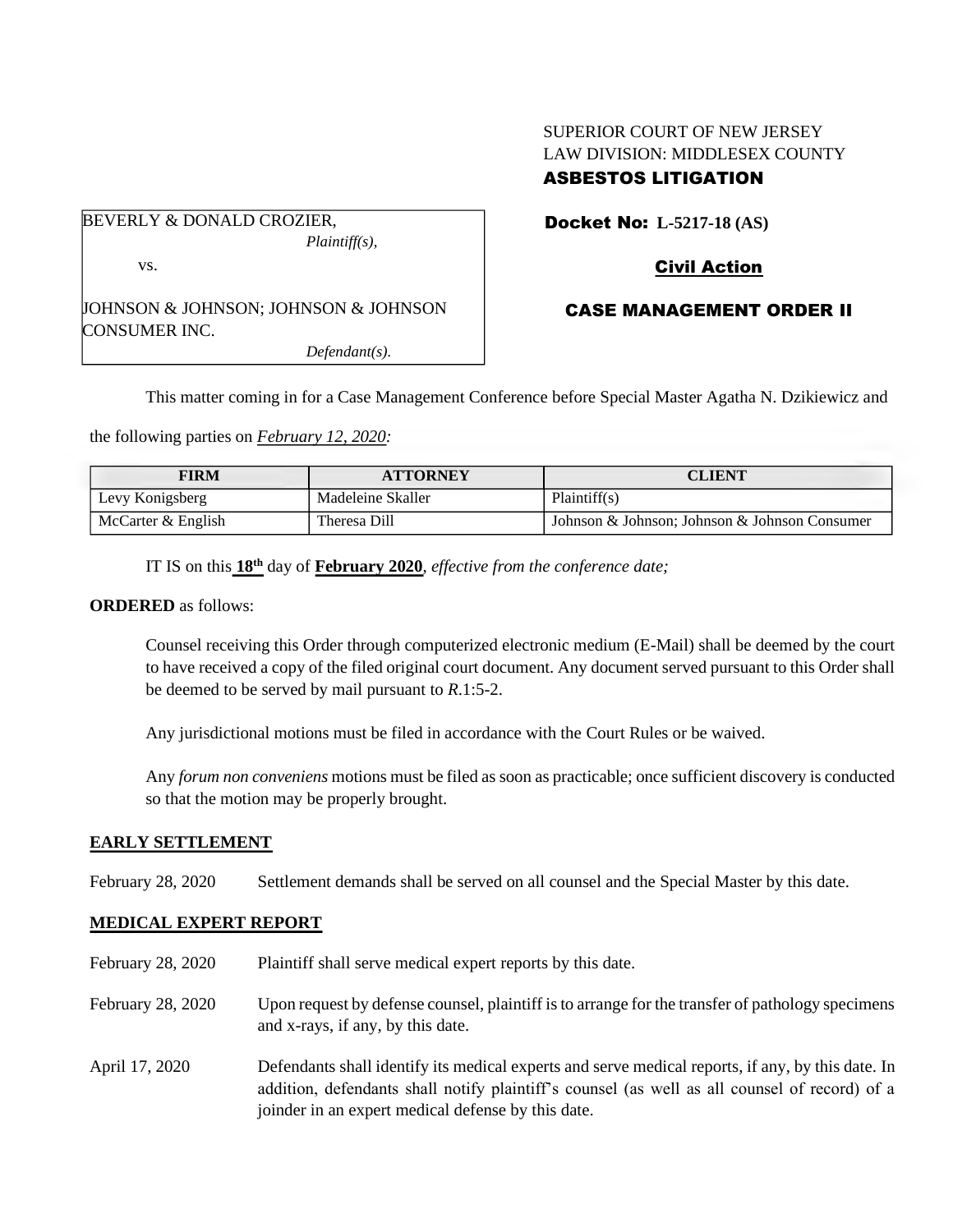SUPERIOR COURT OF NEW JERSEY
LAW DIVISION: MIDDLESEX COUNTY
**ASBESTOS LITIGATION**

BEVERLY & DONALD CROZIER,
*Plaintiff(s),*

vs.

JOHNSON & JOHNSON; JOHNSON & JOHNSON CONSUMER INC.
*Defendant(s).*

**Docket No: L-5217-18 (AS)**

**Civil Action**

**CASE MANAGEMENT ORDER II**

This matter coming in for a Case Management Conference before Special Master Agatha N. Dzikiewicz and the following parties on *February 12, 2020:*

| FIRM | ATTORNEY | CLIENT |
|---|---|---|
| Levy Konigsberg | Madeleine Skaller | Plaintiff(s) |
| McCarter & English | Theresa Dill | Johnson & Johnson; Johnson & Johnson Consumer |

IT IS on this **18th** day of **February 2020**, *effective from the conference date;*

**ORDERED** as follows:

Counsel receiving this Order through computerized electronic medium (E-Mail) shall be deemed by the court to have received a copy of the filed original court document. Any document served pursuant to this Order shall be deemed to be served by mail pursuant to *R*.1:5-2.

Any jurisdictional motions must be filed in accordance with the Court Rules or be waived.

Any *forum non conveniens* motions must be filed as soon as practicable; once sufficient discovery is conducted so that the motion may be properly brought.

**EARLY SETTLEMENT**

February 28, 2020 Settlement demands shall be served on all counsel and the Special Master by this date.

**MEDICAL EXPERT REPORT**

February 28, 2020 Plaintiff shall serve medical expert reports by this date.

February 28, 2020 Upon request by defense counsel, plaintiff is to arrange for the transfer of pathology specimens and x-rays, if any, by this date.

April 17, 2020 Defendants shall identify its medical experts and serve medical reports, if any, by this date. In addition, defendants shall notify plaintiff's counsel (as well as all counsel of record) of a joinder in an expert medical defense by this date.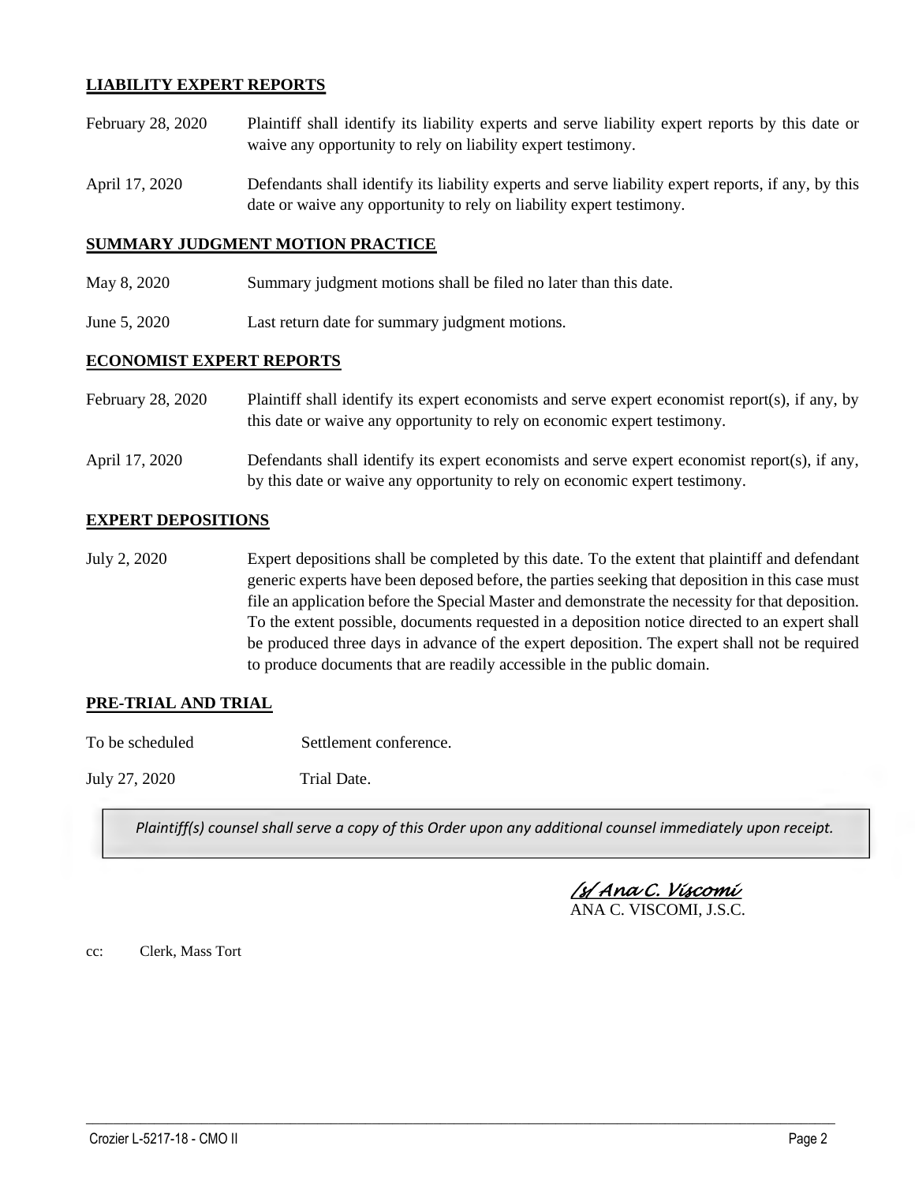**LIABILITY EXPERT REPORTS**

| | |
|---|---|
| February 28, 2020 | Plaintiff shall identify its liability experts and serve liability expert reports by this date or waive any opportunity to rely on liability expert testimony. |
| April 17, 2020 | Defendants shall identify its liability experts and serve liability expert reports, if any, by this date or waive any opportunity to rely on liability expert testimony. |

**SUMMARY JUDGMENT MOTION PRACTICE**

| | |
|---|---|
| May 8, 2020 | Summary judgment motions shall be filed no later than this date. |
| June 5, 2020 | Last return date for summary judgment motions. |

**ECONOMIST EXPERT REPORTS**

| | |
|---|---|
| February 28, 2020 | Plaintiff shall identify its expert economists and serve expert economist report(s), if any, by this date or waive any opportunity to rely on economic expert testimony. |
| April 17, 2020 | Defendants shall identify its expert economists and serve expert economist report(s), if any, by this date or waive any opportunity to rely on economic expert testimony. |

**EXPERT DEPOSITIONS**

| | |
|---|---|
| July 2, 2020 | Expert depositions shall be completed by this date. To the extent that plaintiff and defendant generic experts have been deposed before, the parties seeking that deposition in this case must file an application before the Special Master and demonstrate the necessity for that deposition. To the extent possible, documents requested in a deposition notice directed to an expert shall be produced three days in advance of the expert deposition. The expert shall not be required to produce documents that are readily accessible in the public domain. |

**PRE-TRIAL AND TRIAL**

| | |
|---|---|
| To be scheduled | Settlement conference. |
| July 27, 2020 | Trial Date. |

*Plaintiff(s) counsel shall serve a copy of this Order upon any additional counsel immediately upon receipt.*

/s/ Ana C. Viscomi
ANA C. VISCOMI, J.S.C.

cc: Clerk, Mass Tort

Crozier L-5217-18 - CMO II